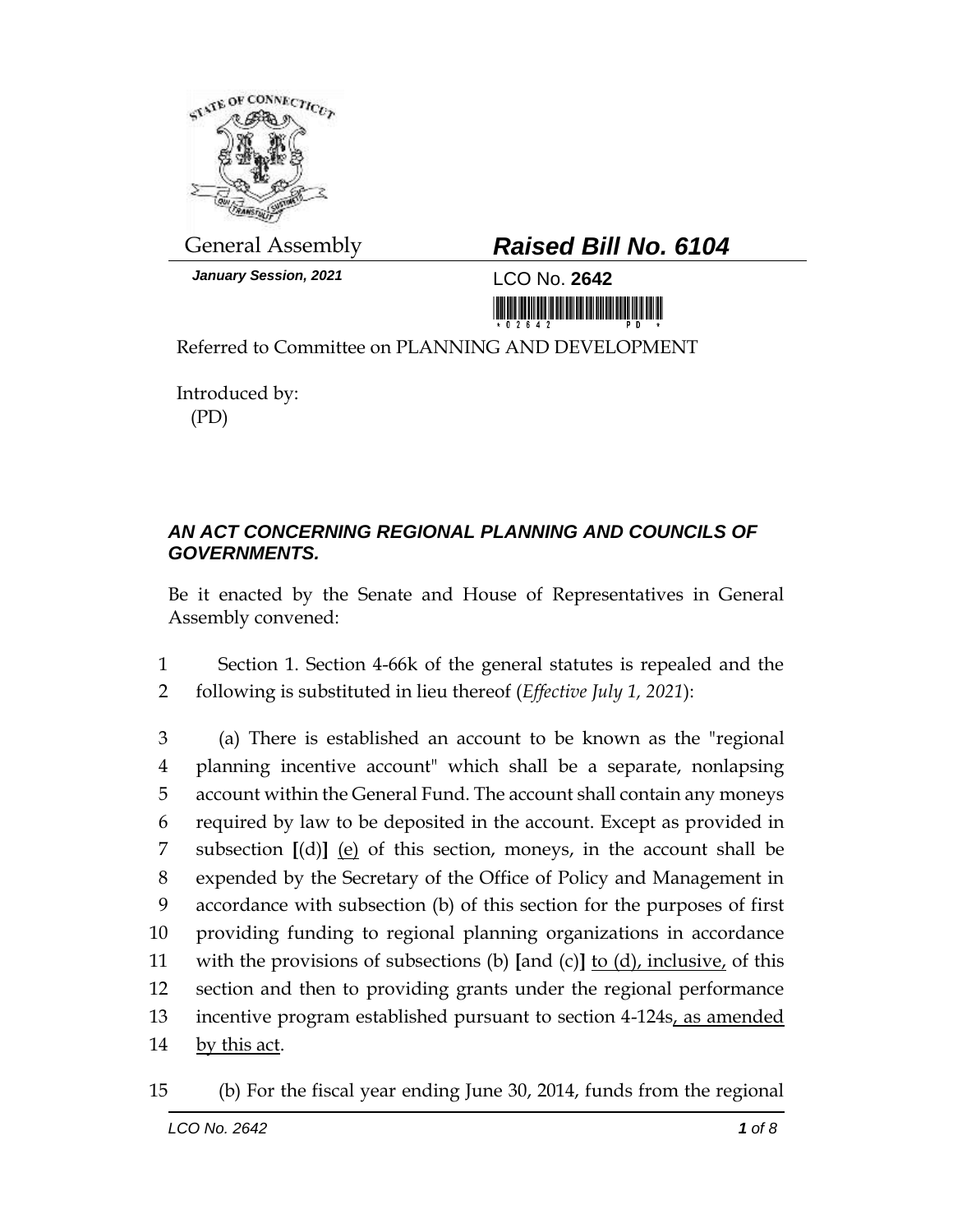General Assembly

***January Session, 2021***

# *Raised Bill No. 6104*

LCO No. **2642**

Referred to Committee on PLANNING AND DEVELOPMENT

Introduced by:
(PD)

## *AN ACT CONCERNING REGIONAL PLANNING AND COUNCILS OF GOVERNMENTS.*

Be it enacted by the Senate and House of Representatives in General Assembly convened:

1 Section 1. Section 4-66k of the general statutes is repealed and the
2 following is substituted in lieu thereof (*Effective July 1, 2021*):

3 (a) There is established an account to be known as the "regional
4 planning incentive account" which shall be a separate, nonlapsing
5 account within the General Fund. The account shall contain any moneys
6 required by law to be deposited in the account. Except as provided in
7 subsection **[**(d)**]** <u>(e)</u> of this section, moneys, in the account shall be
8 expended by the Secretary of the Office of Policy and Management in
9 accordance with subsection (b) of this section for the purposes of first
10 providing funding to regional planning organizations in accordance
11 with the provisions of subsections (b) **[**and (c)**]** <u>to (d), inclusive,</u> of this
12 section and then to providing grants under the regional performance
13 incentive program established pursuant to section 4-124s<u>, as amended</u>
14 <u>by this act</u>.

15 (b) For the fiscal year ending June 30, 2014, funds from the regional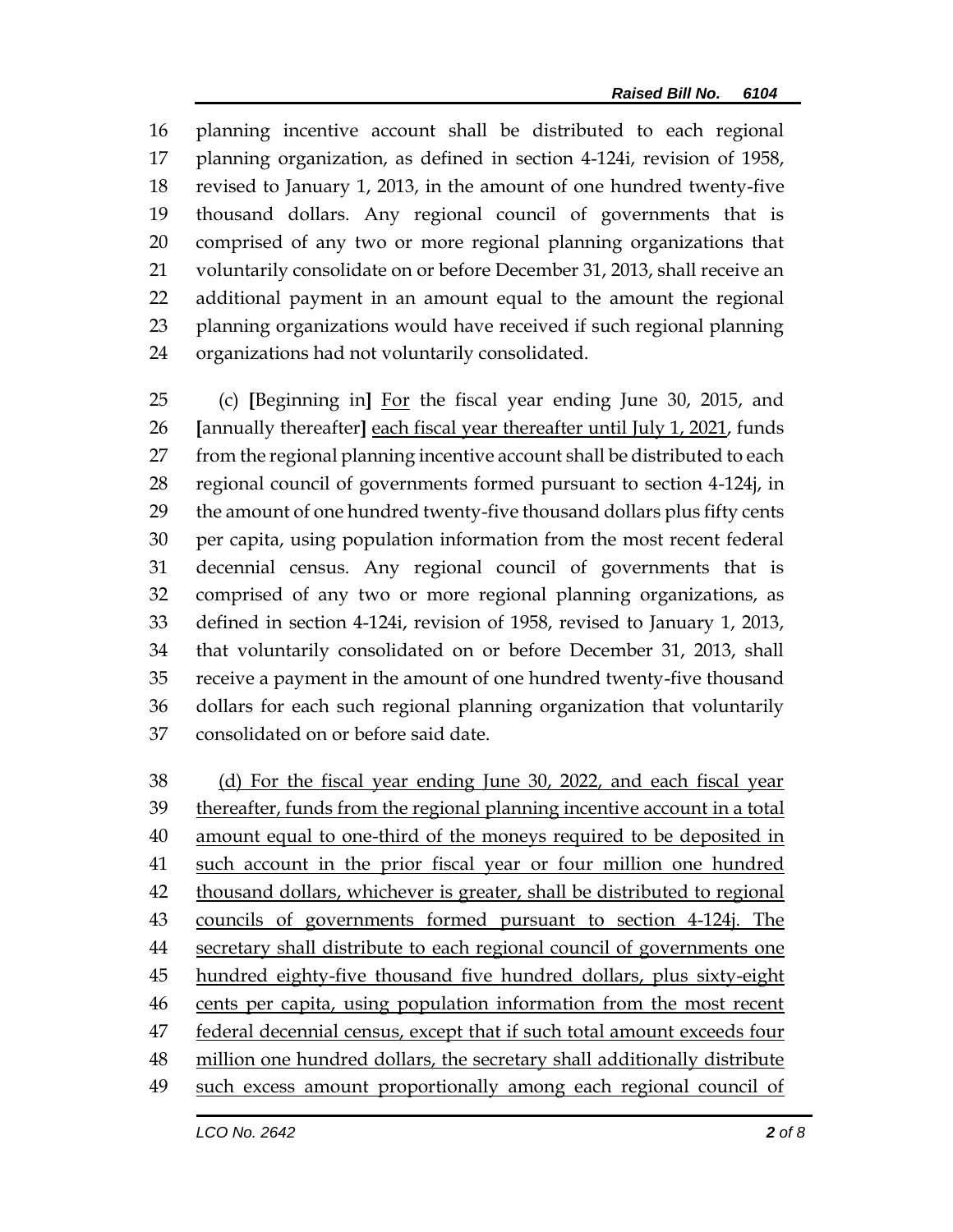planning incentive account shall be distributed to each regional planning organization, as defined in section 4-124i, revision of 1958, revised to January 1, 2013, in the amount of one hundred twenty-five thousand dollars. Any regional council of governments that is comprised of any two or more regional planning organizations that voluntarily consolidate on or before December 31, 2013, shall receive an additional payment in an amount equal to the amount the regional planning organizations would have received if such regional planning organizations had not voluntarily consolidated.

(c) [Beginning in] <u>For</u> the fiscal year ending June 30, 2015, and [annually thereafter] <u>each fiscal year thereafter until July 1, 2021</u>, funds from the regional planning incentive account shall be distributed to each regional council of governments formed pursuant to section 4-124j, in the amount of one hundred twenty-five thousand dollars plus fifty cents per capita, using population information from the most recent federal decennial census. Any regional council of governments that is comprised of any two or more regional planning organizations, as defined in section 4-124i, revision of 1958, revised to January 1, 2013, that voluntarily consolidated on or before December 31, 2013, shall receive a payment in the amount of one hundred twenty-five thousand dollars for each such regional planning organization that voluntarily consolidated on or before said date.

<u>(d) For the fiscal year ending June 30, 2022, and each fiscal year thereafter, funds from the regional planning incentive account in a total amount equal to one-third of the moneys required to be deposited in such account in the prior fiscal year or four million one hundred thousand dollars, whichever is greater, shall be distributed to regional councils of governments formed pursuant to section 4-124j. The secretary shall distribute to each regional council of governments one hundred eighty-five thousand five hundred dollars, plus sixty-eight cents per capita, using population information from the most recent federal decennial census, except that if such total amount exceeds four million one hundred dollars, the secretary shall additionally distribute such excess amount proportionally among each regional council of</u>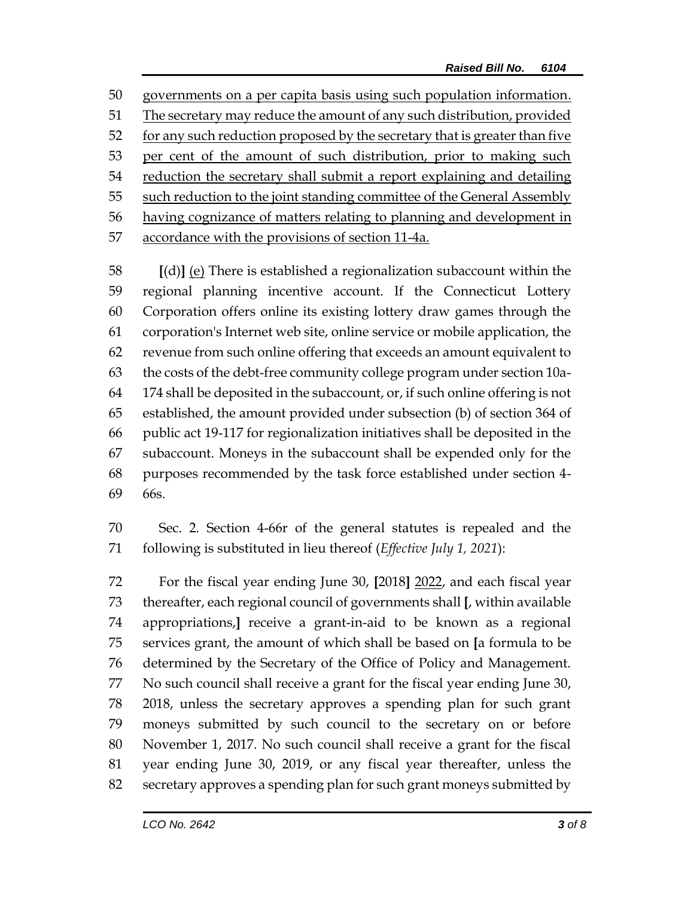governments on a per capita basis using such population information. The secretary may reduce the amount of any such distribution, provided for any such reduction proposed by the secretary that is greater than five per cent of the amount of such distribution, prior to making such reduction the secretary shall submit a report explaining and detailing such reduction to the joint standing committee of the General Assembly having cognizance of matters relating to planning and development in accordance with the provisions of section 11-4a.

[(d)] (e) There is established a regionalization subaccount within the regional planning incentive account. If the Connecticut Lottery Corporation offers online its existing lottery draw games through the corporation's Internet web site, online service or mobile application, the revenue from such online offering that exceeds an amount equivalent to the costs of the debt-free community college program under section 10a-174 shall be deposited in the subaccount, or, if such online offering is not established, the amount provided under subsection (b) of section 364 of public act 19-117 for regionalization initiatives shall be deposited in the subaccount. Moneys in the subaccount shall be expended only for the purposes recommended by the task force established under section 4-66s.

Sec. 2. Section 4-66r of the general statutes is repealed and the following is substituted in lieu thereof (*Effective July 1, 2021*):

For the fiscal year ending June 30, [2018] 2022, and each fiscal year thereafter, each regional council of governments shall [, within available appropriations,] receive a grant-in-aid to be known as a regional services grant, the amount of which shall be based on [a formula to be determined by the Secretary of the Office of Policy and Management. No such council shall receive a grant for the fiscal year ending June 30, 2018, unless the secretary approves a spending plan for such grant moneys submitted by such council to the secretary on or before November 1, 2017. No such council shall receive a grant for the fiscal year ending June 30, 2019, or any fiscal year thereafter, unless the secretary approves a spending plan for such grant moneys submitted by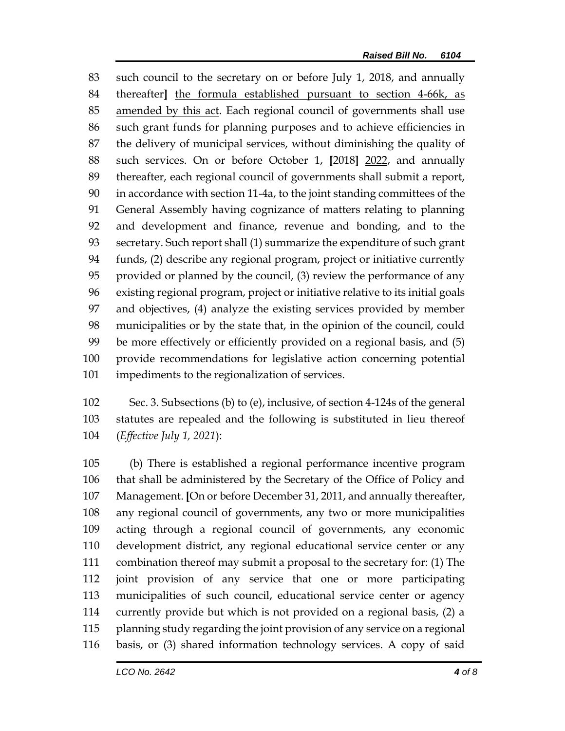such council to the secretary on on or before July 1, 2018, and annually thereafter] the formula established pursuant to section 4-66k, as amended by this act. Each regional council of governments shall use such grant funds for planning purposes and to achieve efficiencies in the delivery of municipal services, without diminishing the quality of such services. On or before October 1, [2018] 2022, and annually thereafter, each regional council of governments shall submit a report, in accordance with section 11-4a, to the joint standing committees of the General Assembly having cognizance of matters relating to planning and development and finance, revenue and bonding, and to the secretary. Such report shall (1) summarize the expenditure of such grant funds, (2) describe any regional program, project or initiative currently provided or planned by the council, (3) review the performance of any existing regional program, project or initiative relative to its initial goals and objectives, (4) analyze the existing services provided by member municipalities or by the state that, in the opinion of the council, could be more effectively or efficiently provided on a regional basis, and (5) provide recommendations for legislative action concerning potential impediments to the regionalization of services.

Sec. 3. Subsections (b) to (e), inclusive, of section 4-124s of the general statutes are repealed and the following is substituted in lieu thereof (*Effective July 1, 2021*):

(b) There is established a regional performance incentive program that shall be administered by the Secretary of the Office of Policy and Management. [On or before December 31, 2011, and annually thereafter, any regional council of governments, any two or more municipalities acting through a regional council of governments, any economic development district, any regional educational service center or any combination thereof may submit a proposal to the secretary for: (1) The joint provision of any service that one or more participating municipalities of such council, educational service center or agency currently provide but which is not provided on a regional basis, (2) a planning study regarding the joint provision of any service on a regional basis, or (3) shared information technology services. A copy of said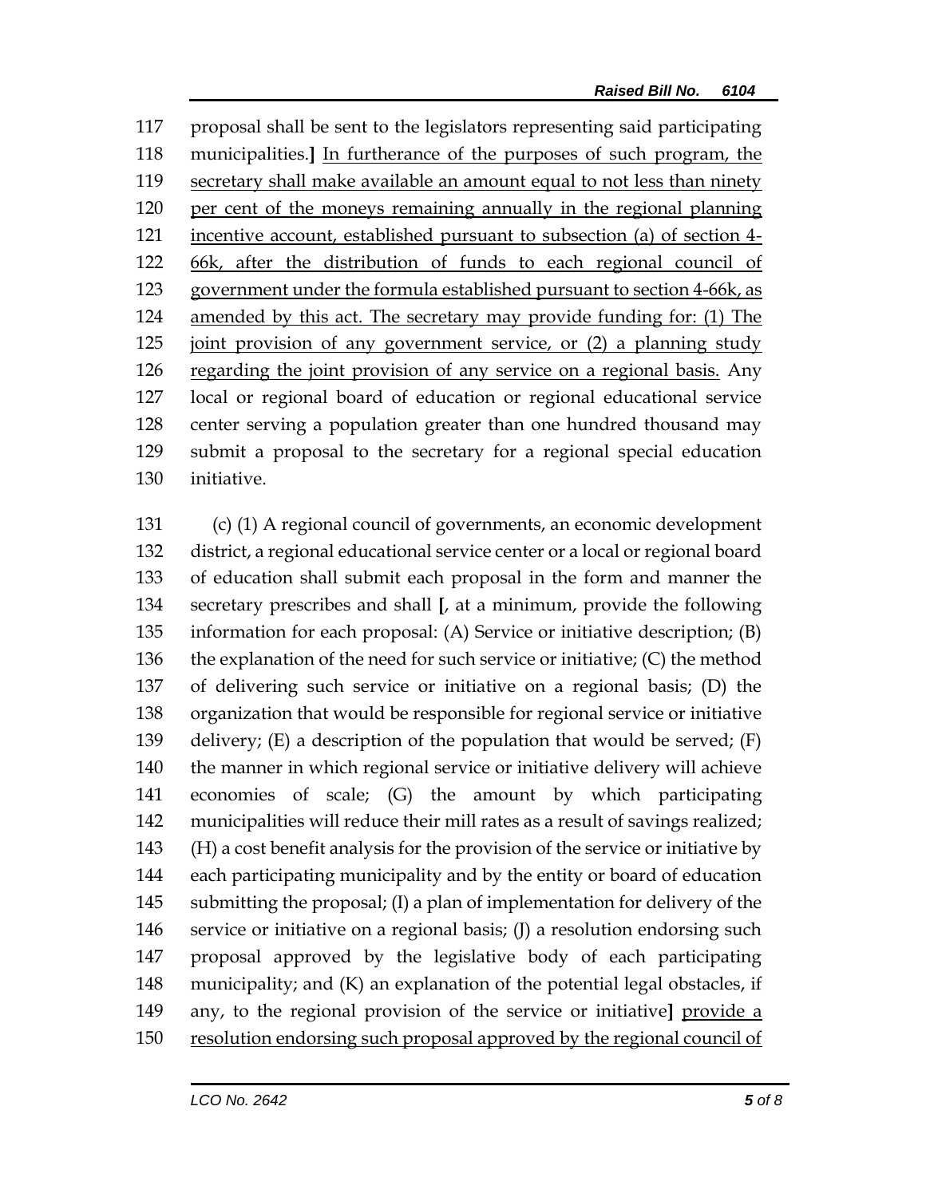117 proposal shall be sent to the legislators representing said participating
118 municipalities.] In furtherance of the purposes of such program, the
119 secretary shall make available an amount equal to not less than ninety
120 per cent of the moneys remaining annually in the regional planning
121 incentive account, established pursuant to subsection (a) of section 4-
122 66k, after the distribution of funds to each regional council of
123 government under the formula established pursuant to section 4-66k, as
124 amended by this act. The secretary may provide funding for: (1) The
125 joint provision of any government service, or (2) a planning study
126 regarding the joint provision of any service on a regional basis. Any
127 local or regional board of education or regional educational service
128 center serving a population greater than one hundred thousand may
129 submit a proposal to the secretary for a regional special education
130 initiative.

131 (c) (1) A regional council of governments, an economic development
132 district, a regional educational service center or a local or regional board
133 of education shall submit each proposal in the form and manner the
134 secretary prescribes and shall [, at a minimum, provide the following
135 information for each proposal: (A) Service or initiative description; (B)
136 the explanation of the need for such service or initiative; (C) the method
137 of delivering such service or initiative on a regional basis; (D) the
138 organization that would be responsible for regional service or initiative
139 delivery; (E) a description of the population that would be served; (F)
140 the manner in which regional service or initiative delivery will achieve
141 economies of scale; (G) the amount by which participating
142 municipalities will reduce their mill rates as a result of savings realized;
143 (H) a cost benefit analysis for the provision of the service or initiative by
144 each participating municipality and by the entity or board of education
145 submitting the proposal; (I) a plan of implementation for delivery of the
146 service or initiative on a regional basis; (J) a resolution endorsing such
147 proposal approved by the legislative body of each participating
148 municipality; and (K) an explanation of the potential legal obstacles, if
149 any, to the regional provision of the service or initiative] provide a
150 resolution endorsing such proposal approved by the regional council of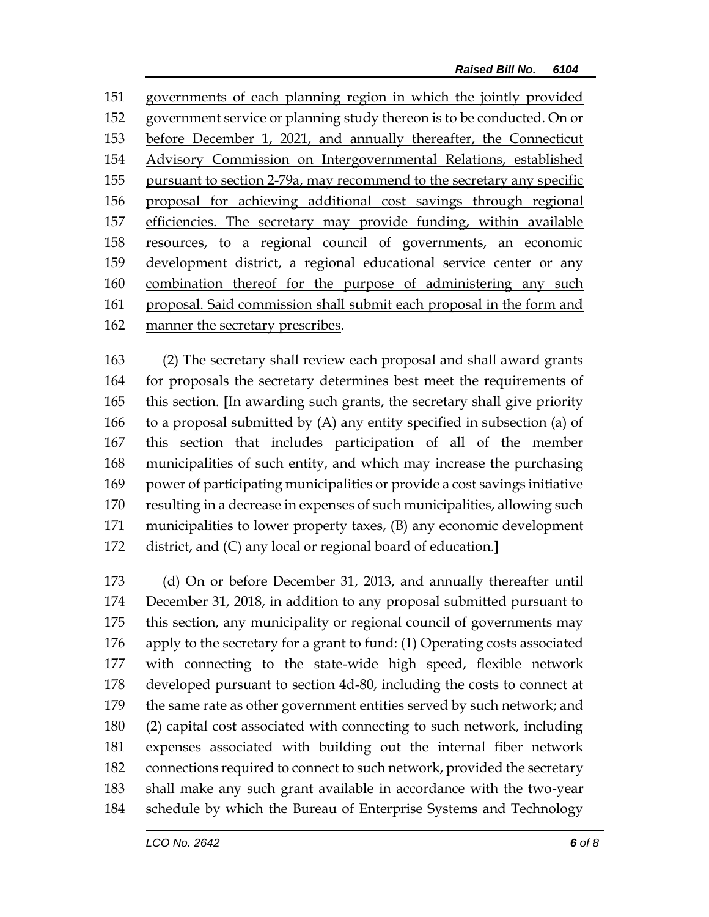governments of each planning region in which the jointly provided government service or planning study thereon is to be conducted. On or before December 1, 2021, and annually thereafter, the Connecticut Advisory Commission on Intergovernmental Relations, established pursuant to section 2-79a, may recommend to the secretary any specific proposal for achieving additional cost savings through regional efficiencies. The secretary may provide funding, within available resources, to a regional council of governments, an economic development district, a regional educational service center or any combination thereof for the purpose of administering any such proposal. Said commission shall submit each proposal in the form and manner the secretary prescribes.

(2) The secretary shall review each proposal and shall award grants for proposals the secretary determines best meet the requirements of this section. **[**In awarding such grants, the secretary shall give priority to a proposal submitted by (A) any entity specified in subsection (a) of this section that includes participation of all of the member municipalities of such entity, and which may increase the purchasing power of participating municipalities or provide a cost savings initiative resulting in a decrease in expenses of such municipalities, allowing such municipalities to lower property taxes, (B) any economic development district, and (C) any local or regional board of education.**]**

(d) On or before December 31, 2013, and annually thereafter until December 31, 2018, in addition to any proposal submitted pursuant to this section, any municipality or regional council of governments may apply to the secretary for a grant to fund: (1) Operating costs associated with connecting to the state-wide high speed, flexible network developed pursuant to section 4d-80, including the costs to connect at the same rate as other government entities served by such network; and (2) capital cost associated with connecting to such network, including expenses associated with building out the internal fiber network connections required to connect to such network, provided the secretary shall make any such grant available in accordance with the two-year schedule by which the Bureau of Enterprise Systems and Technology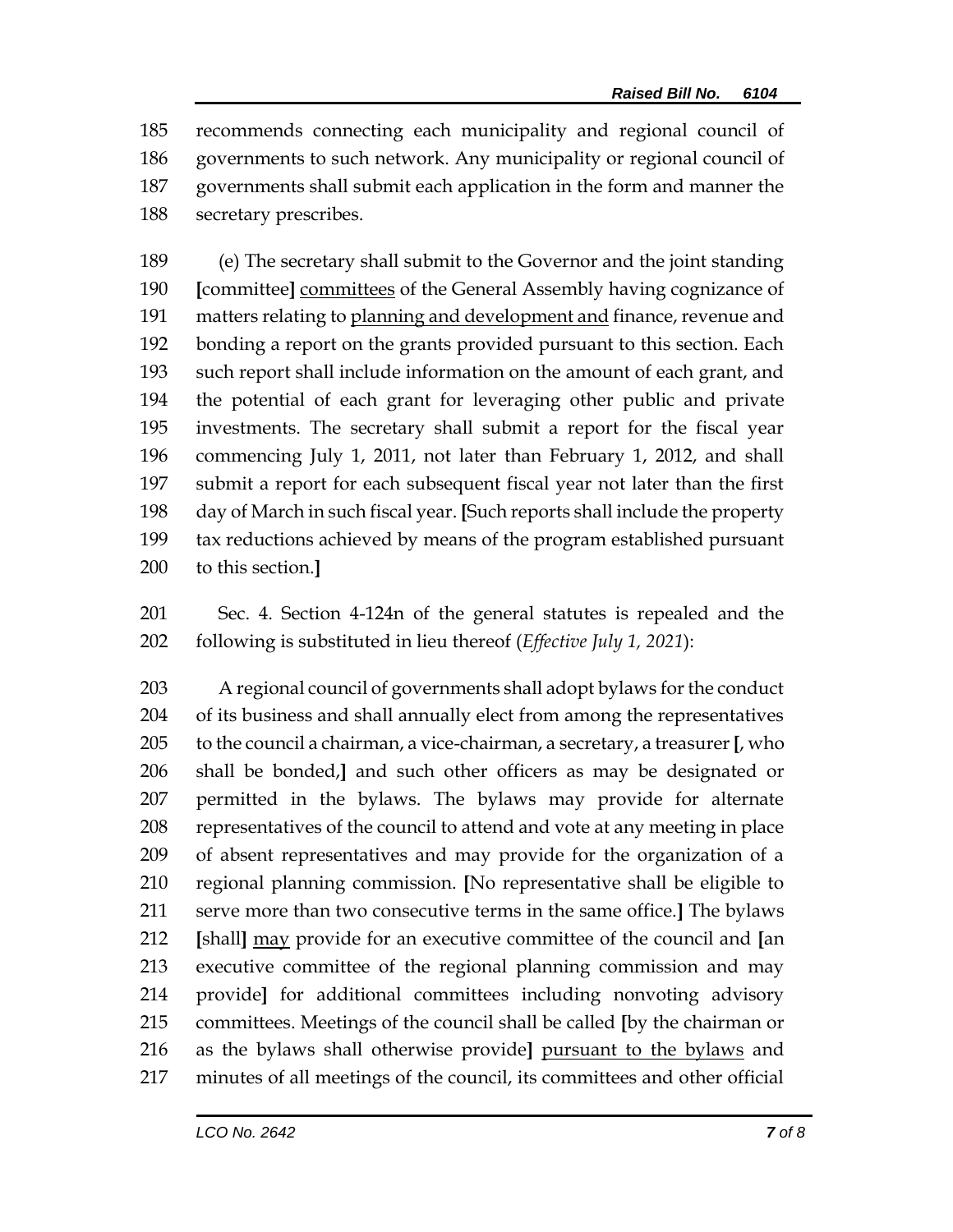recommends connecting each municipality and regional council of governments to such network. Any municipality or regional council of governments shall submit each application in the form and manner the secretary prescribes.

(e) The secretary shall submit to the Governor and the joint standing [committee] committees of the General Assembly having cognizance of matters relating to planning and development and finance, revenue and bonding a report on the grants provided pursuant to this section. Each such report shall include information on the amount of each grant, and the potential of each grant for leveraging other public and private investments. The secretary shall submit a report for the fiscal year commencing July 1, 2011, not later than February 1, 2012, and shall submit a report for each subsequent fiscal year not later than the first day of March in such fiscal year. [Such reports shall include the property tax reductions achieved by means of the program established pursuant to this section.]

Sec. 4. Section 4-124n of the general statutes is repealed and the following is substituted in lieu thereof (*Effective July 1, 2021*):

A regional council of governments shall adopt bylaws for the conduct of its business and shall annually elect from among the representatives to the council a chairman, a vice-chairman, a secretary, a treasurer [, who shall be bonded,] and such other officers as may be designated or permitted in the bylaws. The bylaws may provide for alternate representatives of the council to attend and vote at any meeting in place of absent representatives and may provide for the organization of a regional planning commission. [No representative shall be eligible to serve more than two consecutive terms in the same office.] The bylaws [shall] may provide for an executive committee of the council and [an executive committee of the regional planning commission and may provide] for additional committees including nonvoting advisory committees. Meetings of the council shall be called [by the chairman or as the bylaws shall otherwise provide] pursuant to the bylaws and minutes of all meetings of the council, its committees and other official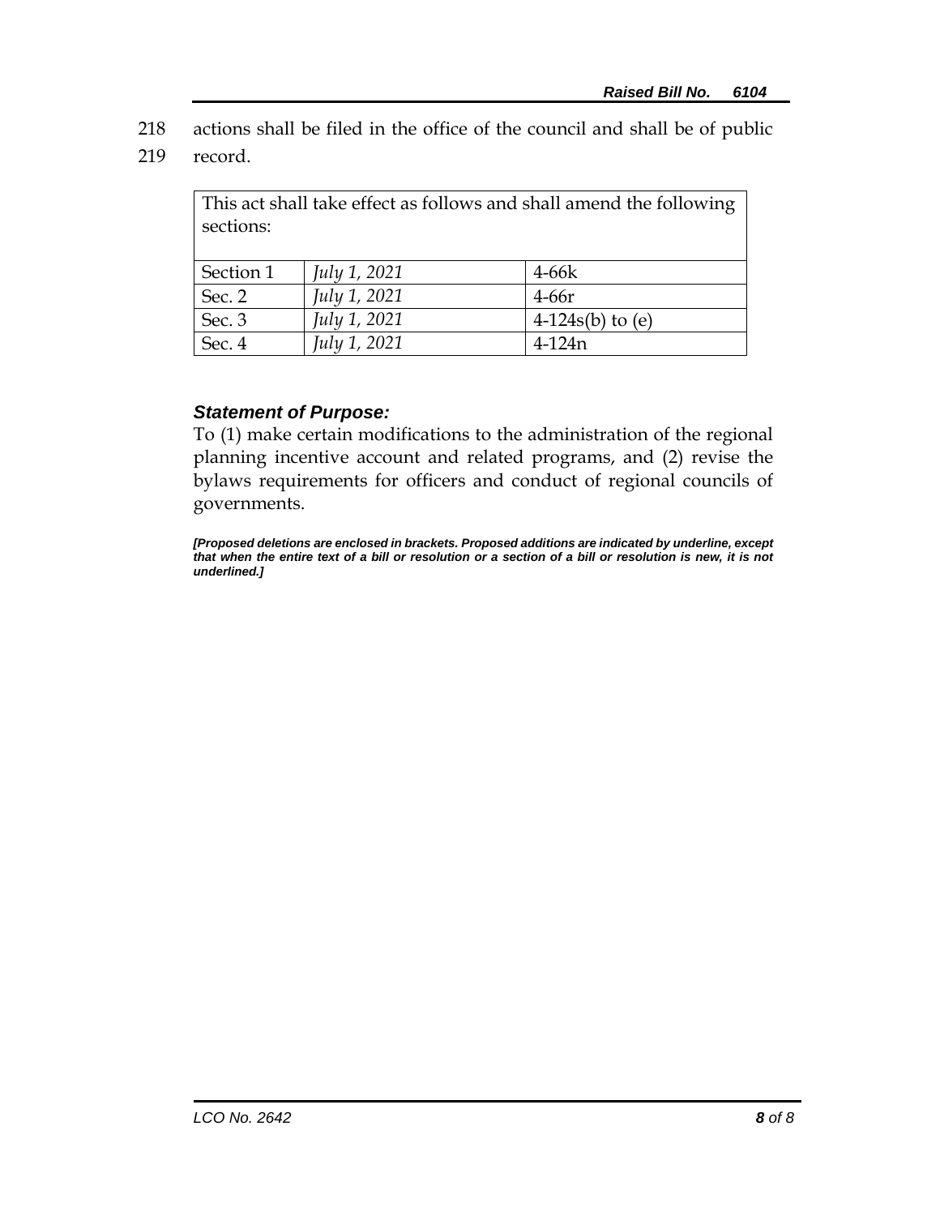218 actions shall be filed in the office of the council and shall be of public
219 record.

| This act shall take effect as follows and shall amend the following sections: | | |
|---|---|---|
| Section 1 | *July 1, 2021* | 4-66k |
| Sec. 2 | *July 1, 2021* | 4-66r |
| Sec. 3 | *July 1, 2021* | 4-124s(b) to (e) |
| Sec. 4 | *July 1, 2021* | 4-124n |

### *Statement of Purpose:*

To (1) make certain modifications to the administration of the regional planning incentive account and related programs, and (2) revise the bylaws requirements for officers and conduct of regional councils of governments.

***[Proposed deletions are enclosed in brackets. Proposed additions are indicated by underline, except that when the entire text of a bill or resolution or a section of a bill or resolution is new, it is not underlined.]***